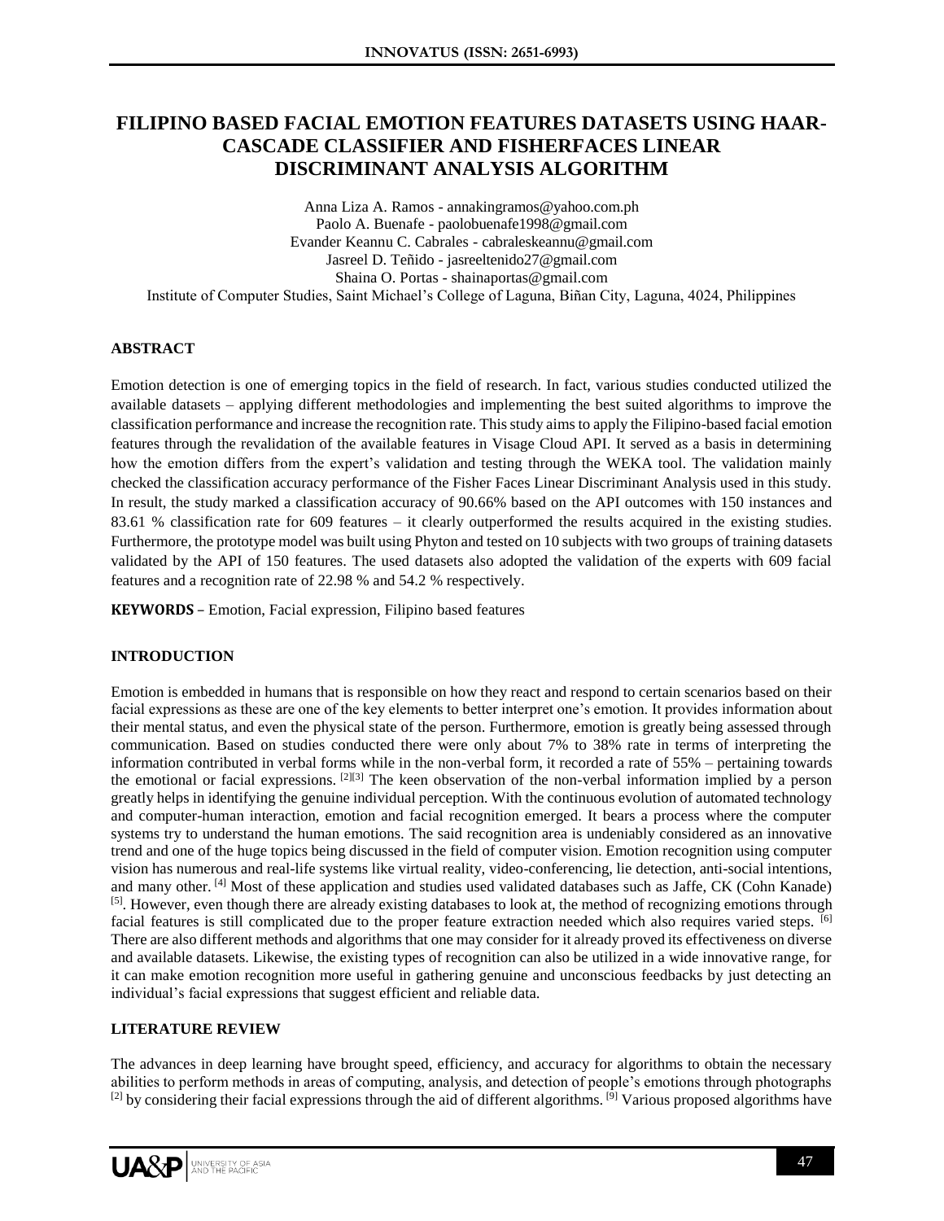# FILIPINO BASED FACIAL EMOTION FEATURES DATASETS USING HAAR-CASCADE CLASSIFIER AND FISHERFACES LINEAR DISCRIMINANT ANALYSIS ALGORITHM

Anna Liza A. Ramos - annakingramos@yahoo.com.ph
Paolo A. Buenafe - paolobuenafe1998@gmail.com
Evander Keannu C. Cabrales - cabraleskeannu@gmail.com
Jasreel D. Teñido - jasreeltenido27@gmail.com
Shaina O. Portas - shainaportas@gmail.com
Institute of Computer Studies, Saint Michael's College of Laguna, Biñan City, Laguna, 4024, Philippines

## ABSTRACT

Emotion detection is one of emerging topics in the field of research. In fact, various studies conducted utilized the available datasets – applying different methodologies and implementing the best suited algorithms to improve the classification performance and increase the recognition rate. This study aims to apply the Filipino-based facial emotion features through the revalidation of the available features in Visage Cloud API. It served as a basis in determining how the emotion differs from the expert's validation and testing through the WEKA tool. The validation mainly checked the classification accuracy performance of the Fisher Faces Linear Discriminant Analysis used in this study. In result, the study marked a classification accuracy of 90.66% based on the API outcomes with 150 instances and 83.61 % classification rate for 609 features – it clearly outperformed the results acquired in the existing studies. Furthermore, the prototype model was built using Phyton and tested on 10 subjects with two groups of training datasets validated by the API of 150 features. The used datasets also adopted the validation of the experts with 609 facial features and a recognition rate of 22.98 % and 54.2 % respectively.

**KEYWORDS** – Emotion, Facial expression, Filipino based features

## INTRODUCTION

Emotion is embedded in humans that is responsible on how they react and respond to certain scenarios based on their facial expressions as these are one of the key elements to better interpret one's emotion. It provides information about their mental status, and even the physical state of the person. Furthermore, emotion is greatly being assessed through communication. Based on studies conducted there were only about 7% to 38% rate in terms of interpreting the information contributed in verbal forms while in the non-verbal form, it recorded a rate of 55% – pertaining towards the emotional or facial expressions. [2][3] The keen observation of the non-verbal information implied by a person greatly helps in identifying the genuine individual perception. With the continuous evolution of automated technology and computer-human interaction, emotion and facial recognition emerged. It bears a process where the computer systems try to understand the human emotions. The said recognition area is undeniably considered as an innovative trend and one of the huge topics being discussed in the field of computer vision. Emotion recognition using computer vision has numerous and real-life systems like virtual reality, video-conferencing, lie detection, anti-social intentions, and many other. [4] Most of these application and studies used validated databases such as Jaffe, CK (Cohn Kanade) [5]. However, even though there are already existing databases to look at, the method of recognizing emotions through facial features is still complicated due to the proper feature extraction needed which also requires varied steps. [6] There are also different methods and algorithms that one may consider for it already proved its effectiveness on diverse and available datasets. Likewise, the existing types of recognition can also be utilized in a wide innovative range, for it can make emotion recognition more useful in gathering genuine and unconscious feedbacks by just detecting an individual's facial expressions that suggest efficient and reliable data.

## LITERATURE REVIEW

The advances in deep learning have brought speed, efficiency, and accuracy for algorithms to obtain the necessary abilities to perform methods in areas of computing, analysis, and detection of people's emotions through photographs [2] by considering their facial expressions through the aid of different algorithms. [9] Various proposed algorithms have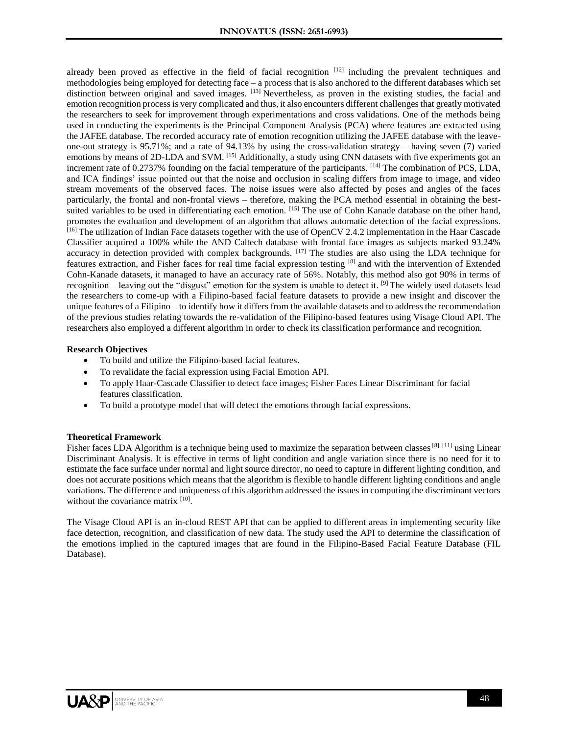already been proved as effective in the field of facial recognition [12] including the prevalent techniques and methodologies being employed for detecting face – a process that is also anchored to the different databases which set distinction between original and saved images. [13] Nevertheless, as proven in the existing studies, the facial and emotion recognition process is very complicated and thus, it also encounters different challenges that greatly motivated the researchers to seek for improvement through experimentations and cross validations. One of the methods being used in conducting the experiments is the Principal Component Analysis (PCA) where features are extracted using the JAFEE database. The recorded accuracy rate of emotion recognition utilizing the JAFEE database with the leave-one-out strategy is 95.71%; and a rate of 94.13% by using the cross-validation strategy – having seven (7) varied emotions by means of 2D-LDA and SVM. [15] Additionally, a study using CNN datasets with five experiments got an increment rate of 0.2737% founding on the facial temperature of the participants. [14] The combination of PCS, LDA, and ICA findings' issue pointed out that the noise and occlusion in scaling differs from image to image, and video stream movements of the observed faces. The noise issues were also affected by poses and angles of the faces particularly, the frontal and non-frontal views – therefore, making the PCA method essential in obtaining the best-suited variables to be used in differentiating each emotion. [15] The use of Cohn Kanade database on the other hand, promotes the evaluation and development of an algorithm that allows automatic detection of the facial expressions. [16] The utilization of Indian Face datasets together with the use of OpenCV 2.4.2 implementation in the Haar Cascade Classifier acquired a 100% while the AND Caltech database with frontal face images as subjects marked 93.24% accuracy in detection provided with complex backgrounds. [17] The studies are also using the LDA technique for features extraction, and Fisher faces for real time facial expression testing [8] and with the intervention of Extended Cohn-Kanade datasets, it managed to have an accuracy rate of 56%. Notably, this method also got 90% in terms of recognition – leaving out the "disgust" emotion for the system is unable to detect it. [9] The widely used datasets lead the researchers to come-up with a Filipino-based facial feature datasets to provide a new insight and discover the unique features of a Filipino – to identify how it differs from the available datasets and to address the recommendation of the previous studies relating towards the re-validation of the Filipino-based features using Visage Cloud API. The researchers also employed a different algorithm in order to check its classification performance and recognition.

**Research Objectives**

- To build and utilize the Filipino-based facial features.
- To revalidate the facial expression using Facial Emotion API.
- To apply Haar-Cascade Classifier to detect face images; Fisher Faces Linear Discriminant for facial features classification.
- To build a prototype model that will detect the emotions through facial expressions.

**Theoretical Framework**

Fisher faces LDA Algorithm is a technique being used to maximize the separation between classes [8], [11] using Linear Discriminant Analysis. It is effective in terms of light condition and angle variation since there is no need for it to estimate the face surface under normal and light source director, no need to capture in different lighting condition, and does not accurate positions which means that the algorithm is flexible to handle different lighting conditions and angle variations. The difference and uniqueness of this algorithm addressed the issues in computing the discriminant vectors without the covariance matrix [10].

The Visage Cloud API is an in-cloud REST API that can be applied to different areas in implementing security like face detection, recognition, and classification of new data. The study used the API to determine the classification of the emotions implied in the captured images that are found in the Filipino-Based Facial Feature Database (FIL Database).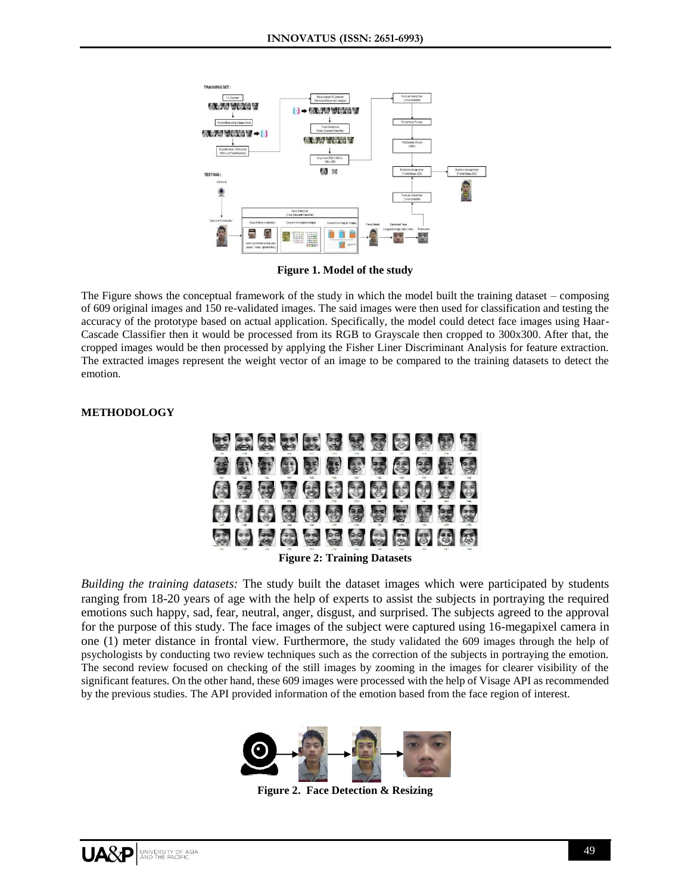**Figure 1. Model of the study**

The Figure shows the conceptual framework of the study in which the model built the training dataset – composing of 609 original images and 150 re-validated images. The said images were then used for classification and testing the accuracy of the prototype based on actual application. Specifically, the model could detect face images using Haar-Cascade Classifier then it would be processed from its RGB to Grayscale then cropped to 300x300. After that, the cropped images would be then processed by applying the Fisher Liner Discriminant Analysis for feature extraction. The extracted images represent the weight vector of an image to be compared to the training datasets to detect the emotion.

## METHODOLOGY

**Figure 2: Training Datasets**

*Building the training datasets:* The study built the dataset images which were participated by students ranging from 18-20 years of age with the help of experts to assist the subjects in portraying the required emotions such happy, sad, fear, neutral, anger, disgust, and surprised. The subjects agreed to the approval for the purpose of this study. The face images of the subject were captured using 16-megapixel camera in one (1) meter distance in frontal view. Furthermore, the study validated the 609 images through the help of psychologists by conducting two review techniques such as the correction of the subjects in portraying the emotion. The second review focused on checking of the still images by zooming in the images for clearer visibility of the significant features. On the other hand, these 609 images were processed with the help of Visage API as recommended by the previous studies. The API provided information of the emotion based from the face region of interest.

**Figure 2. Face Detection & Resizing**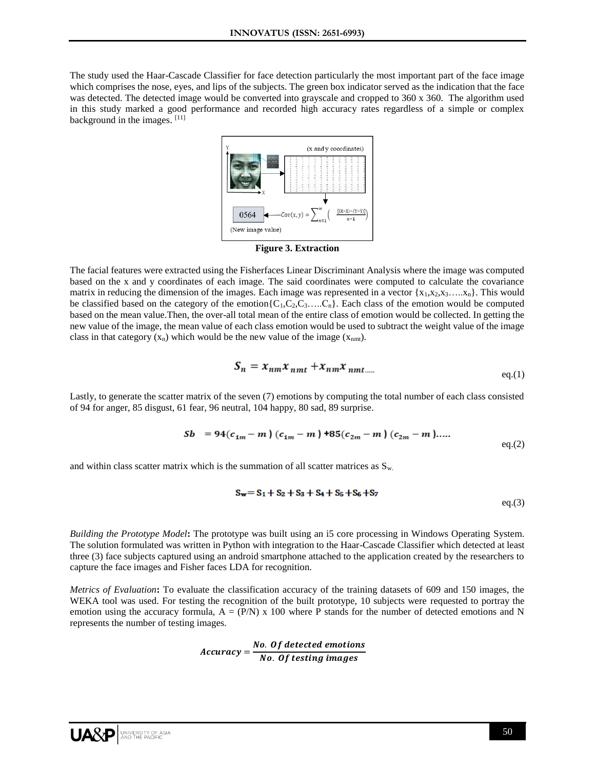The study used the Haar-Cascade Classifier for face detection particularly the most important part of the face image which comprises the nose, eyes, and lips of the subjects. The green box indicator served as the indication that the face was detected. The detected image would be converted into grayscale and cropped to 360 x 360. The algorithm used in this study marked a good performance and recorded high accuracy rates regardless of a simple or complex background in the images. [11]

**Figure 3. Extraction**

The facial features were extracted using the Fisherfaces Linear Discriminant Analysis where the image was computed based on the x and y coordinates of each image. The said coordinates were computed to calculate the covariance matrix in reducing the dimension of the images. Each image was represented in a vector $\{x_1,x_2,x_3\ldots..x_n\}$. This would be classified based on the category of the emotion$\{C_1,C_2,C_3\ldots..C_n\}$. Each class of the emotion would be computed based on the mean value.Then, the over-all total mean of the entire class of emotion would be collected. In getting the new value of the image, the mean value of each class emotion would be used to subtract the weight value of the image class in that category ($x_n$) which would be the new value of the image ($x_{nmt}$).

$$S_n = x_{nm}x_{nmt} + x_{nm}x_{nmt\ldots..} \quad \text{eq.(1)}$$

Lastly, to generate the scatter matrix of the seven (7) emotions by computing the total number of each class consisted of 94 for anger, 85 disgust, 61 fear, 96 neutral, 104 happy, 80 sad, 89 surprise.

$$Sb \ = 94(c_{1m} - m)\,(c_{1m} - m) + 85(c_{2m} - m)\,(c_{2m} - m)\ldots.. \quad \text{eq.(2)}$$

and within class scatter matrix which is the summation of all scatter matrices as $S_w$.

$$S_w = S_1 + S_2 + S_3 + S_4 + S_5 + S_6 + S_7 \quad \text{eq.(3)}$$

*Building the Prototype Model***:** The prototype was built using an i5 core processing in Windows Operating System. The solution formulated was written in Python with integration to the Haar-Cascade Classifier which detected at least three (3) face subjects captured using an android smartphone attached to the application created by the researchers to capture the face images and Fisher faces LDA for recognition.

*Metrics of Evaluation***:** To evaluate the classification accuracy of the training datasets of 609 and 150 images, the WEKA tool was used. For testing the recognition of the built prototype, 10 subjects were requested to portray the emotion using the accuracy formula, $A = (P/N) \times 100$ where P stands for the number of detected emotions and N represents the number of testing images.

$$Accuracy = \frac{No.\ Of\ detected\ emotions}{No.\ Of\ testing\ images}$$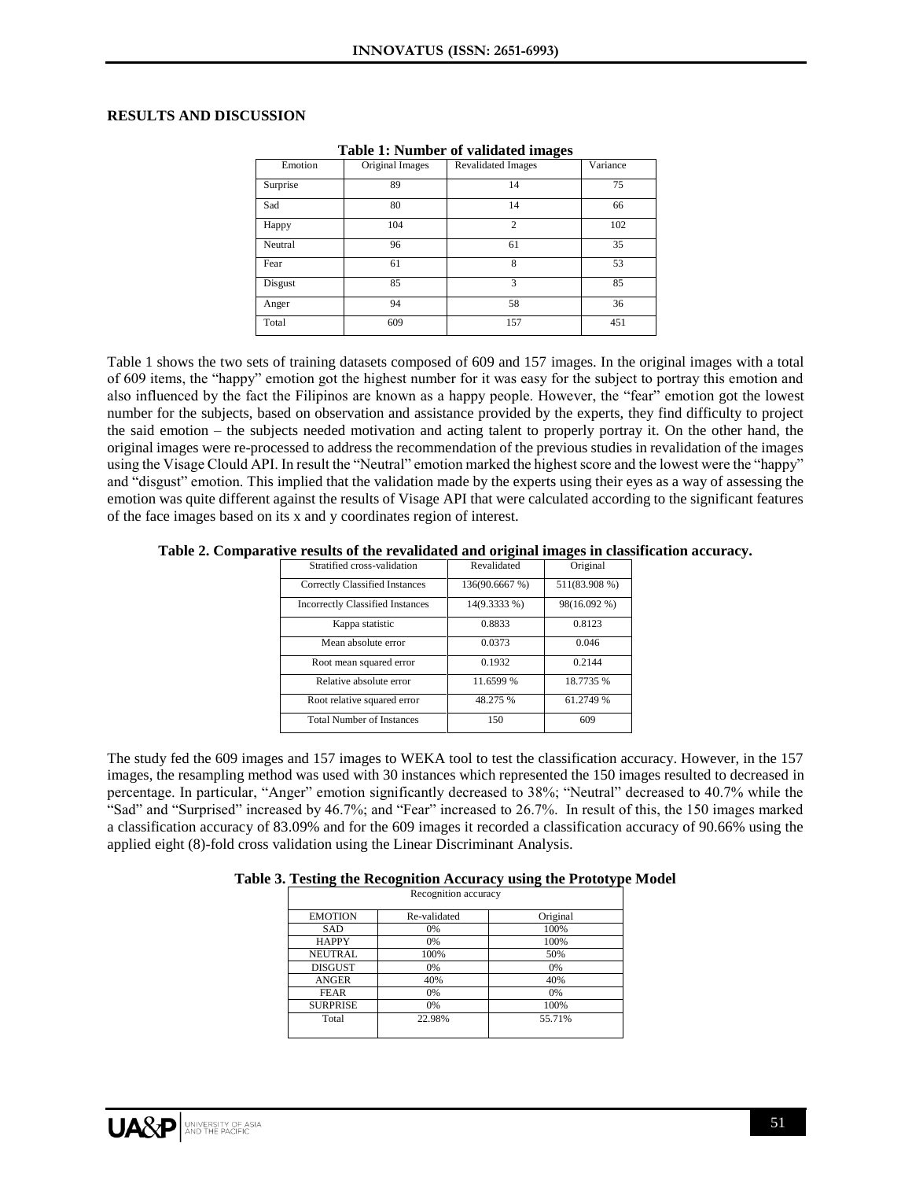## RESULTS AND DISCUSSION

**Table 1: Number of validated images**

| Emotion | Original Images | Revalidated Images | Variance |
|---|---|---|---|
| Surprise | 89 | 14 | 75 |
| Sad | 80 | 14 | 66 |
| Happy | 104 | 2 | 102 |
| Neutral | 96 | 61 | 35 |
| Fear | 61 | 8 | 53 |
| Disgust | 85 | 3 | 85 |
| Anger | 94 | 58 | 36 |
| Total | 609 | 157 | 451 |

Table 1 shows the two sets of training datasets composed of 609 and 157 images. In the original images with a total of 609 items, the "happy" emotion got the highest number for it was easy for the subject to portray this emotion and also influenced by the fact the Filipinos are known as a happy people. However, the "fear" emotion got the lowest number for the subjects, based on observation and assistance provided by the experts, they find difficulty to project the said emotion – the subjects needed motivation and acting talent to properly portray it. On the other hand, the original images were re-processed to address the recommendation of the previous studies in revalidation of the images using the Visage Clould API. In result the "Neutral" emotion marked the highest score and the lowest were the "happy" and "disgust" emotion. This implied that the validation made by the experts using their eyes as a way of assessing the emotion was quite different against the results of Visage API that were calculated according to the significant features of the face images based on its x and y coordinates region of interest.

**Table 2. Comparative results of the revalidated and original images in classification accuracy.**

| Stratified cross-validation | Revalidated | Original |
|---|---|---|
| Correctly Classified Instances | 136(90.6667 %) | 511(83.908 %) |
| Incorrectly Classified Instances | 14(9.3333 %) | 98(16.092 %) |
| Kappa statistic | 0.8833 | 0.8123 |
| Mean absolute error | 0.0373 | 0.046 |
| Root mean squared error | 0.1932 | 0.2144 |
| Relative absolute error | 11.6599 % | 18.7735 % |
| Root relative squared error | 48.275 % | 61.2749 % |
| Total Number of Instances | 150 | 609 |

The study fed the 609 images and 157 images to WEKA tool to test the classification accuracy. However, in the 157 images, the resampling method was used with 30 instances which represented the 150 images resulted to decreased in percentage. In particular, "Anger" emotion significantly decreased to 38%; "Neutral" decreased to 40.7% while the "Sad" and "Surprised" increased by 46.7%; and "Fear" increased to 26.7%. In result of this, the 150 images marked a classification accuracy of 83.09% and for the 609 images it recorded a classification accuracy of 90.66% using the applied eight (8)-fold cross validation using the Linear Discriminant Analysis.

**Table 3. Testing the Recognition Accuracy using the Prototype Model**

| Recognition accuracy | | |
|---|---|---|
| EMOTION | Re-validated | Original |
| SAD | 0% | 100% |
| HAPPY | 0% | 100% |
| NEUTRAL | 100% | 50% |
| DISGUST | 0% | 0% |
| ANGER | 40% | 40% |
| FEAR | 0% | 0% |
| SURPRISE | 0% | 100% |
| Total | 22.98% | 55.71% |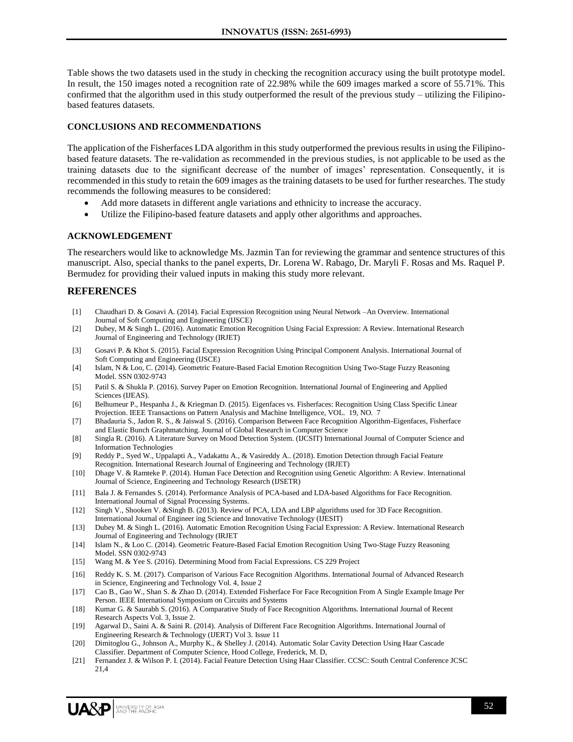Table shows the two datasets used in the study in checking the recognition accuracy using the built prototype model. In result, the 150 images noted a recognition rate of 22.98% while the 609 images marked a score of 55.71%. This confirmed that the algorithm used in this study outperformed the result of the previous study – utilizing the Filipino-based features datasets.

## CONCLUSIONS AND RECOMMENDATIONS

The application of the Fisherfaces LDA algorithm in this study outperformed the previous results in using the Filipino-based feature datasets. The re-validation as recommended in the previous studies, is not applicable to be used as the training datasets due to the significant decrease of the number of images' representation. Consequently, it is recommended in this study to retain the 609 images as the training datasets to be used for further researches. The study recommends the following measures to be considered:

- Add more datasets in different angle variations and ethnicity to increase the accuracy.
- Utilize the Filipino-based feature datasets and apply other algorithms and approaches.

## ACKNOWLEDGEMENT

The researchers would like to acknowledge Ms. Jazmin Tan for reviewing the grammar and sentence structures of this manuscript. Also, special thanks to the panel experts, Dr. Lorena W. Rabago, Dr. Maryli F. Rosas and Ms. Raquel P. Bermudez for providing their valued inputs in making this study more relevant.

## REFERENCES

[1] Chaudhari D. & Gosavi A. (2014). Facial Expression Recognition using Neural Network –An Overview. International Journal of Soft Computing and Engineering (IJSCE)

[2] Dubey, M & Singh L. (2016). Automatic Emotion Recognition Using Facial Expression: A Review. International Research Journal of Engineering and Technology (IRJET)

[3] Gosavi P. & Khot S. (2015). Facial Expression Recognition Using Principal Component Analysis. International Journal of Soft Computing and Engineering (IJSCE)

[4] Islam, N & Loo, C. (2014). Geometric Feature-Based Facial Emotion Recognition Using Two-Stage Fuzzy Reasoning Model. SSN 0302-9743

[5] Patil S. & Shukla P. (2016). Survey Paper on Emotion Recognition. International Journal of Engineering and Applied Sciences (IJEAS).

[6] Belhumeur P., Hespanha J., & Kriegman D. (2015). Eigenfaces vs. Fisherfaces: Recognition Using Class Specific Linear Projection. IEEE Transactions on Pattern Analysis and Machine Intelligence, VOL. 19, NO. 7

[7] Bhadauria S., Jadon R. S., & Jaiswal S. (2016). Comparison Between Face Recognition Algorithm-Eigenfaces, Fisherface and Elastic Bunch Graphmatching. Journal of Global Research in Computer Science

[8] Singla R. (2016). A Literature Survey on Mood Detection System. (IJCSIT) International Journal of Computer Science and Information Technologies

[9] Reddy P., Syed W., Uppalapti A., Vadakattu A., & Vasireddy A.. (2018). Emotion Detection through Facial Feature Recognition. International Research Journal of Engineering and Technology (IRJET)

[10] Dhage V. & Ramteke P. (2014). Human Face Detection and Recognition using Genetic Algorithm: A Review. International Journal of Science, Engineering and Technology Research (IJSETR)

[11] Bala J. & Fernandes S. (2014). Performance Analysis of PCA-based and LDA-based Algorithms for Face Recognition. International Journal of Signal Processing Systems.

[12] Singh V., Shooken V. &Singh B. (2013). Review of PCA, LDA and LBP algorithms used for 3D Face Recognition. International Journal of Engineer ing Science and Innovative Technology (IJESIT)

[13] Dubey M. & Singh L. (2016). Automatic Emotion Recognition Using Facial Expression: A Review. International Research Journal of Engineering and Technology (IRJET

[14] Islam N., & Loo C. (2014). Geometric Feature-Based Facial Emotion Recognition Using Two-Stage Fuzzy Reasoning Model. SSN 0302-9743

[15] Wang M. & Yee S. (2016). Determining Mood from Facial Expressions. CS 229 Project

[16] Reddy K. S. M. (2017). Comparison of Various Face Recognition Algorithms. International Journal of Advanced Research in Science, Engineering and Technology Vol. 4, Issue 2

[17] Cao B., Gao W., Shan S. & Zhao D. (2014). Extended Fisherface For Face Recognition From A Single Example Image Per Person. IEEE International Symposium on Circuits and Systems

[18] Kumar G. & Saurabh S. (2016). A Comparative Study of Face Recognition Algorithms. International Journal of Recent Research Aspects Vol. 3, Issue 2.

[19] Agarwal D., Saini A. & Saini R. (2014). Analysis of Different Face Recognition Algorithms. International Journal of Engineering Research & Technology (IJERT) Vol 3. Issue 11

[20] Dimitoglou G., Johnson A., Murphy K., & Shelley J. (2014). Automatic Solar Cavity Detection Using Haar Cascade Classifier. Department of Computer Science, Hood College, Frederick, M. D,

[21] Fernandez J. & Wilson P. I. (2014). Facial Feature Detection Using Haar Classifier. CCSC: South Central Conference JCSC 21,4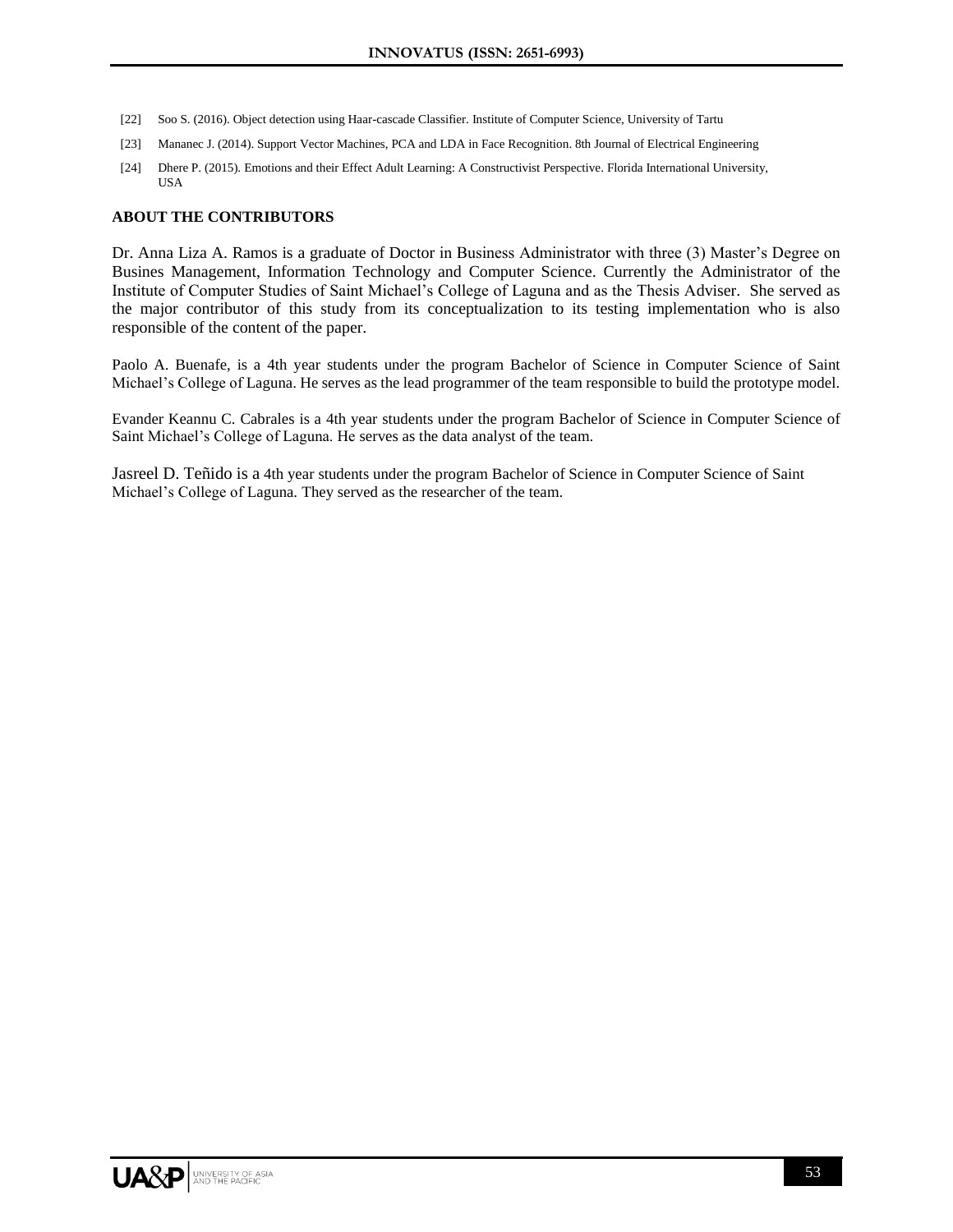[22] Soo S. (2016). Object detection using Haar-cascade Classifier. Institute of Computer Science, University of Tartu

[23] Mananec J. (2014). Support Vector Machines, PCA and LDA in Face Recognition. 8th Journal of Electrical Engineering

[24] Dhere P. (2015). Emotions and their Effect Adult Learning: A Constructivist Perspective. Florida International University, USA

**ABOUT THE CONTRIBUTORS**

Dr. Anna Liza A. Ramos is a graduate of Doctor in Business Administrator with three (3) Master's Degree on Busines Management, Information Technology and Computer Science. Currently the Administrator of the Institute of Computer Studies of Saint Michael's College of Laguna and as the Thesis Adviser. She served as the major contributor of this study from its conceptualization to its testing implementation who is also responsible of the content of the paper.

Paolo A. Buenafe, is a 4th year students under the program Bachelor of Science in Computer Science of Saint Michael's College of Laguna. He serves as the lead programmer of the team responsible to build the prototype model.

Evander Keannu C. Cabrales is a 4th year students under the program Bachelor of Science in Computer Science of Saint Michael's College of Laguna. He serves as the data analyst of the team.

Jasreel D. Teñido is a 4th year students under the program Bachelor of Science in Computer Science of Saint Michael's College of Laguna. They served as the researcher of the team.